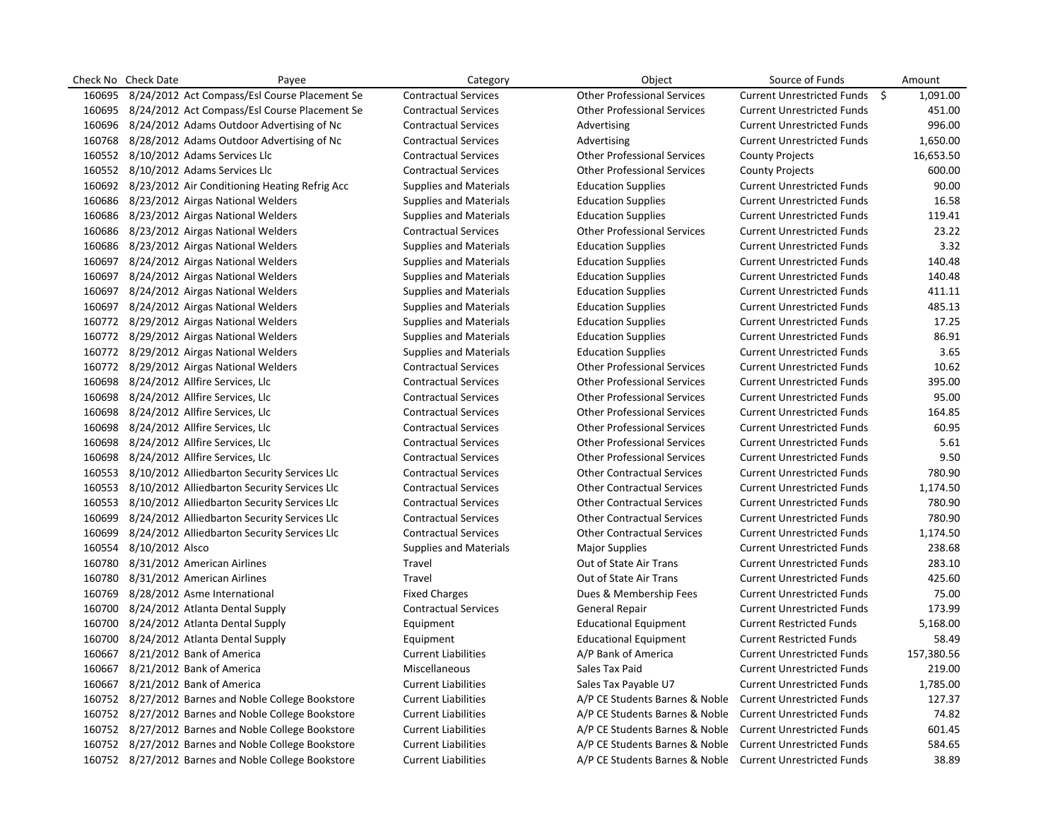| Check No | Check Date | Payee | Category | Object | Source of Funds | Amount |
|---|---|---|---|---|---|---|
| 160695 | 8/24/2012 | Act Compass/Esl Course Placement Se | Contractual Services | Other Professional Services | Current Unrestricted Funds | $ 1,091.00 |
| 160695 | 8/24/2012 | Act Compass/Esl Course Placement Se | Contractual Services | Other Professional Services | Current Unrestricted Funds | 451.00 |
| 160696 | 8/24/2012 | Adams Outdoor Advertising of Nc | Contractual Services | Advertising | Current Unrestricted Funds | 996.00 |
| 160768 | 8/28/2012 | Adams Outdoor Advertising of Nc | Contractual Services | Advertising | Current Unrestricted Funds | 1,650.00 |
| 160552 | 8/10/2012 | Adams Services Llc | Contractual Services | Other Professional Services | County Projects | 16,653.50 |
| 160552 | 8/10/2012 | Adams Services Llc | Contractual Services | Other Professional Services | County Projects | 600.00 |
| 160692 | 8/23/2012 | Air Conditioning Heating Refrig Acc | Supplies and Materials | Education Supplies | Current Unrestricted Funds | 90.00 |
| 160686 | 8/23/2012 | Airgas National Welders | Supplies and Materials | Education Supplies | Current Unrestricted Funds | 16.58 |
| 160686 | 8/23/2012 | Airgas National Welders | Supplies and Materials | Education Supplies | Current Unrestricted Funds | 119.41 |
| 160686 | 8/23/2012 | Airgas National Welders | Contractual Services | Other Professional Services | Current Unrestricted Funds | 23.22 |
| 160686 | 8/23/2012 | Airgas National Welders | Supplies and Materials | Education Supplies | Current Unrestricted Funds | 3.32 |
| 160697 | 8/24/2012 | Airgas National Welders | Supplies and Materials | Education Supplies | Current Unrestricted Funds | 140.48 |
| 160697 | 8/24/2012 | Airgas National Welders | Supplies and Materials | Education Supplies | Current Unrestricted Funds | 140.48 |
| 160697 | 8/24/2012 | Airgas National Welders | Supplies and Materials | Education Supplies | Current Unrestricted Funds | 411.11 |
| 160697 | 8/24/2012 | Airgas National Welders | Supplies and Materials | Education Supplies | Current Unrestricted Funds | 485.13 |
| 160772 | 8/29/2012 | Airgas National Welders | Supplies and Materials | Education Supplies | Current Unrestricted Funds | 17.25 |
| 160772 | 8/29/2012 | Airgas National Welders | Supplies and Materials | Education Supplies | Current Unrestricted Funds | 86.91 |
| 160772 | 8/29/2012 | Airgas National Welders | Supplies and Materials | Education Supplies | Current Unrestricted Funds | 3.65 |
| 160772 | 8/29/2012 | Airgas National Welders | Contractual Services | Other Professional Services | Current Unrestricted Funds | 10.62 |
| 160698 | 8/24/2012 | Allfire Services, Llc | Contractual Services | Other Professional Services | Current Unrestricted Funds | 395.00 |
| 160698 | 8/24/2012 | Allfire Services, Llc | Contractual Services | Other Professional Services | Current Unrestricted Funds | 95.00 |
| 160698 | 8/24/2012 | Allfire Services, Llc | Contractual Services | Other Professional Services | Current Unrestricted Funds | 164.85 |
| 160698 | 8/24/2012 | Allfire Services, Llc | Contractual Services | Other Professional Services | Current Unrestricted Funds | 60.95 |
| 160698 | 8/24/2012 | Allfire Services, Llc | Contractual Services | Other Professional Services | Current Unrestricted Funds | 5.61 |
| 160698 | 8/24/2012 | Allfire Services, Llc | Contractual Services | Other Professional Services | Current Unrestricted Funds | 9.50 |
| 160553 | 8/10/2012 | Alliedbarton Security Services Llc | Contractual Services | Other Contractual Services | Current Unrestricted Funds | 780.90 |
| 160553 | 8/10/2012 | Alliedbarton Security Services Llc | Contractual Services | Other Contractual Services | Current Unrestricted Funds | 1,174.50 |
| 160553 | 8/10/2012 | Alliedbarton Security Services Llc | Contractual Services | Other Contractual Services | Current Unrestricted Funds | 780.90 |
| 160699 | 8/24/2012 | Alliedbarton Security Services Llc | Contractual Services | Other Contractual Services | Current Unrestricted Funds | 780.90 |
| 160699 | 8/24/2012 | Alliedbarton Security Services Llc | Contractual Services | Other Contractual Services | Current Unrestricted Funds | 1,174.50 |
| 160554 | 8/10/2012 | Alsco | Supplies and Materials | Major Supplies | Current Unrestricted Funds | 238.68 |
| 160780 | 8/31/2012 | American Airlines | Travel | Out of State Air Trans | Current Unrestricted Funds | 283.10 |
| 160780 | 8/31/2012 | American Airlines | Travel | Out of State Air Trans | Current Unrestricted Funds | 425.60 |
| 160769 | 8/28/2012 | Asme International | Fixed Charges | Dues & Membership Fees | Current Unrestricted Funds | 75.00 |
| 160700 | 8/24/2012 | Atlanta Dental Supply | Contractual Services | General Repair | Current Unrestricted Funds | 173.99 |
| 160700 | 8/24/2012 | Atlanta Dental Supply | Equipment | Educational Equipment | Current Restricted Funds | 5,168.00 |
| 160700 | 8/24/2012 | Atlanta Dental Supply | Equipment | Educational Equipment | Current Restricted Funds | 58.49 |
| 160667 | 8/21/2012 | Bank of America | Current Liabilities | A/P Bank of America | Current Unrestricted Funds | 157,380.56 |
| 160667 | 8/21/2012 | Bank of America | Miscellaneous | Sales Tax Paid | Current Unrestricted Funds | 219.00 |
| 160667 | 8/21/2012 | Bank of America | Current Liabilities | Sales Tax Payable U7 | Current Unrestricted Funds | 1,785.00 |
| 160752 | 8/27/2012 | Barnes and Noble College Bookstore | Current Liabilities | A/P CE Students Barnes & Noble | Current Unrestricted Funds | 127.37 |
| 160752 | 8/27/2012 | Barnes and Noble College Bookstore | Current Liabilities | A/P CE Students Barnes & Noble | Current Unrestricted Funds | 74.82 |
| 160752 | 8/27/2012 | Barnes and Noble College Bookstore | Current Liabilities | A/P CE Students Barnes & Noble | Current Unrestricted Funds | 601.45 |
| 160752 | 8/27/2012 | Barnes and Noble College Bookstore | Current Liabilities | A/P CE Students Barnes & Noble | Current Unrestricted Funds | 584.65 |
| 160752 | 8/27/2012 | Barnes and Noble College Bookstore | Current Liabilities | A/P CE Students Barnes & Noble | Current Unrestricted Funds | 38.89 |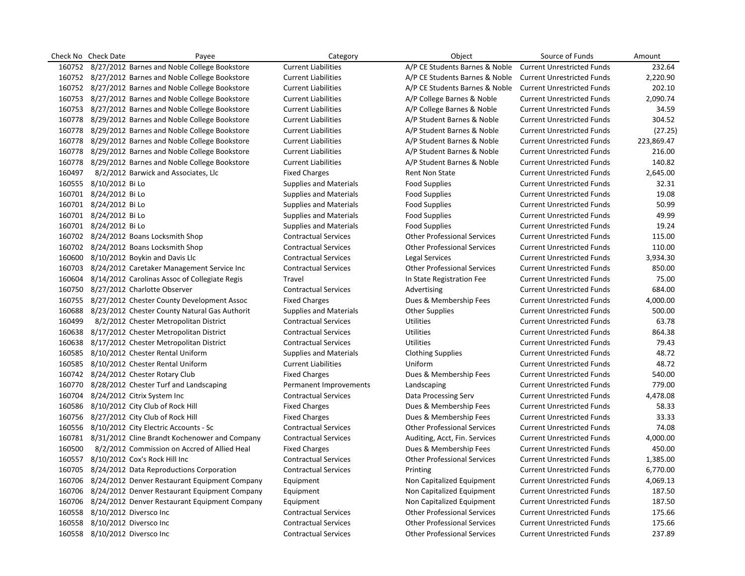| Check No | Check Date | Payee | Category | Object | Source of Funds | Amount |
|---|---|---|---|---|---|---|
| 160752 | 8/27/2012 | Barnes and Noble College Bookstore | Current Liabilities | A/P CE Students Barnes & Noble | Current Unrestricted Funds | 232.64 |
| 160752 | 8/27/2012 | Barnes and Noble College Bookstore | Current Liabilities | A/P CE Students Barnes & Noble | Current Unrestricted Funds | 2,220.90 |
| 160752 | 8/27/2012 | Barnes and Noble College Bookstore | Current Liabilities | A/P CE Students Barnes & Noble | Current Unrestricted Funds | 202.10 |
| 160753 | 8/27/2012 | Barnes and Noble College Bookstore | Current Liabilities | A/P College Barnes & Noble | Current Unrestricted Funds | 2,090.74 |
| 160753 | 8/27/2012 | Barnes and Noble College Bookstore | Current Liabilities | A/P College Barnes & Noble | Current Unrestricted Funds | 34.59 |
| 160778 | 8/29/2012 | Barnes and Noble College Bookstore | Current Liabilities | A/P Student Barnes & Noble | Current Unrestricted Funds | 304.52 |
| 160778 | 8/29/2012 | Barnes and Noble College Bookstore | Current Liabilities | A/P Student Barnes & Noble | Current Unrestricted Funds | (27.25) |
| 160778 | 8/29/2012 | Barnes and Noble College Bookstore | Current Liabilities | A/P Student Barnes & Noble | Current Unrestricted Funds | 223,869.47 |
| 160778 | 8/29/2012 | Barnes and Noble College Bookstore | Current Liabilities | A/P Student Barnes & Noble | Current Unrestricted Funds | 216.00 |
| 160778 | 8/29/2012 | Barnes and Noble College Bookstore | Current Liabilities | A/P Student Barnes & Noble | Current Unrestricted Funds | 140.82 |
| 160497 | 8/2/2012 | Barwick and Associates, Llc | Fixed Charges | Rent Non State | Current Unrestricted Funds | 2,645.00 |
| 160555 | 8/10/2012 | Bi Lo | Supplies and Materials | Food Supplies | Current Unrestricted Funds | 32.31 |
| 160701 | 8/24/2012 | Bi Lo | Supplies and Materials | Food Supplies | Current Unrestricted Funds | 19.08 |
| 160701 | 8/24/2012 | Bi Lo | Supplies and Materials | Food Supplies | Current Unrestricted Funds | 50.99 |
| 160701 | 8/24/2012 | Bi Lo | Supplies and Materials | Food Supplies | Current Unrestricted Funds | 49.99 |
| 160701 | 8/24/2012 | Bi Lo | Supplies and Materials | Food Supplies | Current Unrestricted Funds | 19.24 |
| 160702 | 8/24/2012 | Boans Locksmith Shop | Contractual Services | Other Professional Services | Current Unrestricted Funds | 115.00 |
| 160702 | 8/24/2012 | Boans Locksmith Shop | Contractual Services | Other Professional Services | Current Unrestricted Funds | 110.00 |
| 160600 | 8/10/2012 | Boykin and Davis Llc | Contractual Services | Legal Services | Current Unrestricted Funds | 3,934.30 |
| 160703 | 8/24/2012 | Caretaker Management Service Inc | Contractual Services | Other Professional Services | Current Unrestricted Funds | 850.00 |
| 160604 | 8/14/2012 | Carolinas Assoc of Collegiate Regis | Travel | In State Registration Fee | Current Unrestricted Funds | 75.00 |
| 160750 | 8/27/2012 | Charlotte Observer | Contractual Services | Advertising | Current Unrestricted Funds | 684.00 |
| 160755 | 8/27/2012 | Chester County Development Assoc | Fixed Charges | Dues & Membership Fees | Current Unrestricted Funds | 4,000.00 |
| 160688 | 8/23/2012 | Chester County Natural Gas Authorit | Supplies and Materials | Other Supplies | Current Unrestricted Funds | 500.00 |
| 160499 | 8/2/2012 | Chester Metropolitan District | Contractual Services | Utilities | Current Unrestricted Funds | 63.78 |
| 160638 | 8/17/2012 | Chester Metropolitan District | Contractual Services | Utilities | Current Unrestricted Funds | 864.38 |
| 160638 | 8/17/2012 | Chester Metropolitan District | Contractual Services | Utilities | Current Unrestricted Funds | 79.43 |
| 160585 | 8/10/2012 | Chester Rental Uniform | Supplies and Materials | Clothing Supplies | Current Unrestricted Funds | 48.72 |
| 160585 | 8/10/2012 | Chester Rental Uniform | Current Liabilities | Uniform | Current Unrestricted Funds | 48.72 |
| 160742 | 8/24/2012 | Chester Rotary Club | Fixed Charges | Dues & Membership Fees | Current Unrestricted Funds | 540.00 |
| 160770 | 8/28/2012 | Chester Turf and Landscaping | Permanent Improvements | Landscaping | Current Unrestricted Funds | 779.00 |
| 160704 | 8/24/2012 | Citrix System Inc | Contractual Services | Data Processing Serv | Current Unrestricted Funds | 4,478.08 |
| 160586 | 8/10/2012 | City Club of Rock Hill | Fixed Charges | Dues & Membership Fees | Current Unrestricted Funds | 58.33 |
| 160756 | 8/27/2012 | City Club of Rock Hill | Fixed Charges | Dues & Membership Fees | Current Unrestricted Funds | 33.33 |
| 160556 | 8/10/2012 | City Electric Accounts - Sc | Contractual Services | Other Professional Services | Current Unrestricted Funds | 74.08 |
| 160781 | 8/31/2012 | Cline Brandt Kochenower and Company | Contractual Services | Auditing, Acct, Fin. Services | Current Unrestricted Funds | 4,000.00 |
| 160500 | 8/2/2012 | Commission on Accred of Allied Heal | Fixed Charges | Dues & Membership Fees | Current Unrestricted Funds | 450.00 |
| 160557 | 8/10/2012 | Cox's Rock Hill Inc | Contractual Services | Other Professional Services | Current Unrestricted Funds | 1,385.00 |
| 160705 | 8/24/2012 | Data Reproductions Corporation | Contractual Services | Printing | Current Unrestricted Funds | 6,770.00 |
| 160706 | 8/24/2012 | Denver Restaurant Equipment Company | Equipment | Non Capitalized Equipment | Current Unrestricted Funds | 4,069.13 |
| 160706 | 8/24/2012 | Denver Restaurant Equipment Company | Equipment | Non Capitalized Equipment | Current Unrestricted Funds | 187.50 |
| 160706 | 8/24/2012 | Denver Restaurant Equipment Company | Equipment | Non Capitalized Equipment | Current Unrestricted Funds | 187.50 |
| 160558 | 8/10/2012 | Diversco Inc | Contractual Services | Other Professional Services | Current Unrestricted Funds | 175.66 |
| 160558 | 8/10/2012 | Diversco Inc | Contractual Services | Other Professional Services | Current Unrestricted Funds | 175.66 |
| 160558 | 8/10/2012 | Diversco Inc | Contractual Services | Other Professional Services | Current Unrestricted Funds | 237.89 |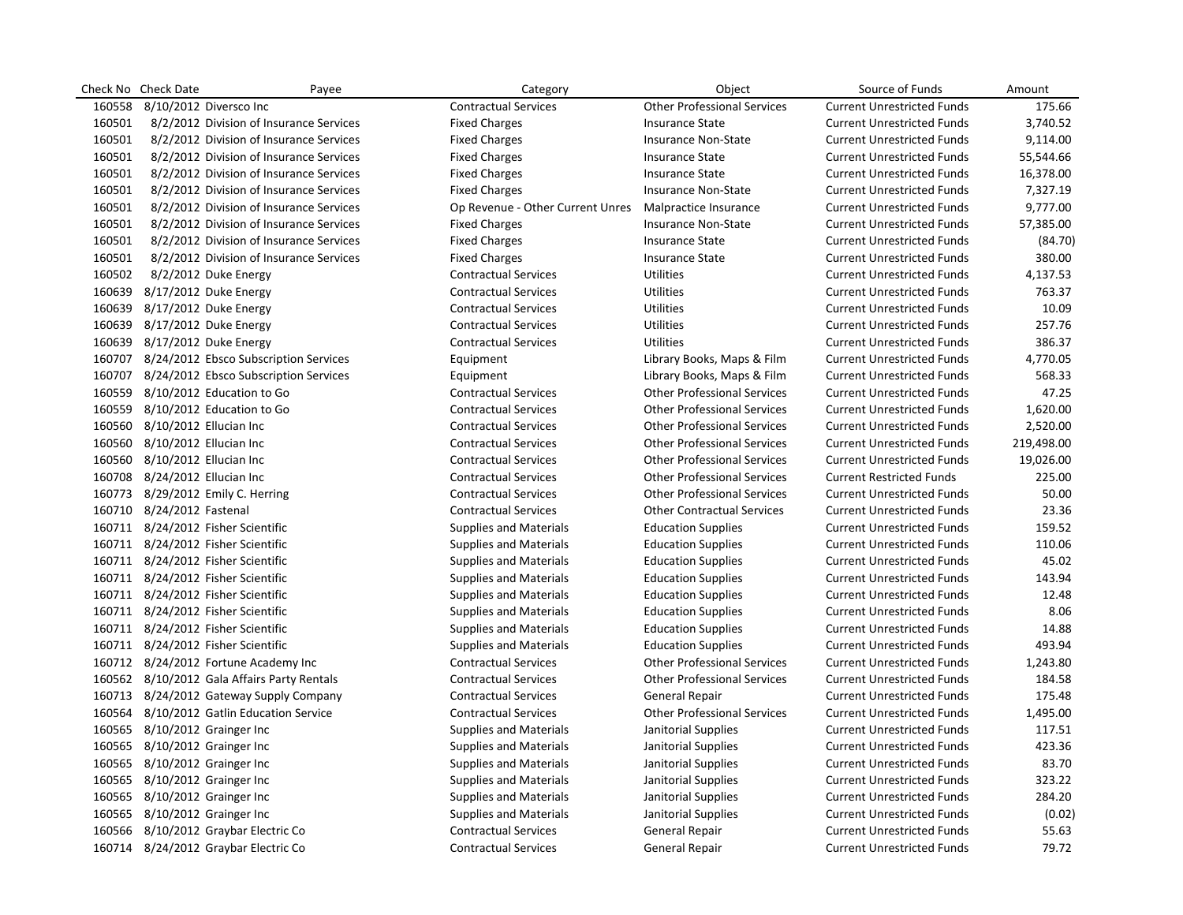| Check No | Check Date | Payee | Category | Object | Source of Funds | Amount |
|---|---|---|---|---|---|---|
| 160558 | 8/10/2012 | Diversco Inc | Contractual Services | Other Professional Services | Current Unrestricted Funds | 175.66 |
| 160501 | 8/2/2012 | Division of Insurance Services | Fixed Charges | Insurance State | Current Unrestricted Funds | 3,740.52 |
| 160501 | 8/2/2012 | Division of Insurance Services | Fixed Charges | Insurance Non-State | Current Unrestricted Funds | 9,114.00 |
| 160501 | 8/2/2012 | Division of Insurance Services | Fixed Charges | Insurance State | Current Unrestricted Funds | 55,544.66 |
| 160501 | 8/2/2012 | Division of Insurance Services | Fixed Charges | Insurance State | Current Unrestricted Funds | 16,378.00 |
| 160501 | 8/2/2012 | Division of Insurance Services | Fixed Charges | Insurance Non-State | Current Unrestricted Funds | 7,327.19 |
| 160501 | 8/2/2012 | Division of Insurance Services | Op Revenue - Other Current Unres | Malpractice Insurance | Current Unrestricted Funds | 9,777.00 |
| 160501 | 8/2/2012 | Division of Insurance Services | Fixed Charges | Insurance Non-State | Current Unrestricted Funds | 57,385.00 |
| 160501 | 8/2/2012 | Division of Insurance Services | Fixed Charges | Insurance State | Current Unrestricted Funds | (84.70) |
| 160501 | 8/2/2012 | Division of Insurance Services | Fixed Charges | Insurance State | Current Unrestricted Funds | 380.00 |
| 160502 | 8/2/2012 | Duke Energy | Contractual Services | Utilities | Current Unrestricted Funds | 4,137.53 |
| 160639 | 8/17/2012 | Duke Energy | Contractual Services | Utilities | Current Unrestricted Funds | 763.37 |
| 160639 | 8/17/2012 | Duke Energy | Contractual Services | Utilities | Current Unrestricted Funds | 10.09 |
| 160639 | 8/17/2012 | Duke Energy | Contractual Services | Utilities | Current Unrestricted Funds | 257.76 |
| 160639 | 8/17/2012 | Duke Energy | Contractual Services | Utilities | Current Unrestricted Funds | 386.37 |
| 160707 | 8/24/2012 | Ebsco Subscription Services | Equipment | Library Books, Maps & Film | Current Unrestricted Funds | 4,770.05 |
| 160707 | 8/24/2012 | Ebsco Subscription Services | Equipment | Library Books, Maps & Film | Current Unrestricted Funds | 568.33 |
| 160559 | 8/10/2012 | Education to Go | Contractual Services | Other Professional Services | Current Unrestricted Funds | 47.25 |
| 160559 | 8/10/2012 | Education to Go | Contractual Services | Other Professional Services | Current Unrestricted Funds | 1,620.00 |
| 160560 | 8/10/2012 | Ellucian Inc | Contractual Services | Other Professional Services | Current Unrestricted Funds | 2,520.00 |
| 160560 | 8/10/2012 | Ellucian Inc | Contractual Services | Other Professional Services | Current Unrestricted Funds | 219,498.00 |
| 160560 | 8/10/2012 | Ellucian Inc | Contractual Services | Other Professional Services | Current Unrestricted Funds | 19,026.00 |
| 160708 | 8/24/2012 | Ellucian Inc | Contractual Services | Other Professional Services | Current Restricted Funds | 225.00 |
| 160773 | 8/29/2012 | Emily C. Herring | Contractual Services | Other Professional Services | Current Unrestricted Funds | 50.00 |
| 160710 | 8/24/2012 | Fastenal | Contractual Services | Other Contractual Services | Current Unrestricted Funds | 23.36 |
| 160711 | 8/24/2012 | Fisher Scientific | Supplies and Materials | Education Supplies | Current Unrestricted Funds | 159.52 |
| 160711 | 8/24/2012 | Fisher Scientific | Supplies and Materials | Education Supplies | Current Unrestricted Funds | 110.06 |
| 160711 | 8/24/2012 | Fisher Scientific | Supplies and Materials | Education Supplies | Current Unrestricted Funds | 45.02 |
| 160711 | 8/24/2012 | Fisher Scientific | Supplies and Materials | Education Supplies | Current Unrestricted Funds | 143.94 |
| 160711 | 8/24/2012 | Fisher Scientific | Supplies and Materials | Education Supplies | Current Unrestricted Funds | 12.48 |
| 160711 | 8/24/2012 | Fisher Scientific | Supplies and Materials | Education Supplies | Current Unrestricted Funds | 8.06 |
| 160711 | 8/24/2012 | Fisher Scientific | Supplies and Materials | Education Supplies | Current Unrestricted Funds | 14.88 |
| 160711 | 8/24/2012 | Fisher Scientific | Supplies and Materials | Education Supplies | Current Unrestricted Funds | 493.94 |
| 160712 | 8/24/2012 | Fortune Academy Inc | Contractual Services | Other Professional Services | Current Unrestricted Funds | 1,243.80 |
| 160562 | 8/10/2012 | Gala Affairs Party Rentals | Contractual Services | Other Professional Services | Current Unrestricted Funds | 184.58 |
| 160713 | 8/24/2012 | Gateway Supply Company | Contractual Services | General Repair | Current Unrestricted Funds | 175.48 |
| 160564 | 8/10/2012 | Gatlin Education Service | Contractual Services | Other Professional Services | Current Unrestricted Funds | 1,495.00 |
| 160565 | 8/10/2012 | Grainger Inc | Supplies and Materials | Janitorial Supplies | Current Unrestricted Funds | 117.51 |
| 160565 | 8/10/2012 | Grainger Inc | Supplies and Materials | Janitorial Supplies | Current Unrestricted Funds | 423.36 |
| 160565 | 8/10/2012 | Grainger Inc | Supplies and Materials | Janitorial Supplies | Current Unrestricted Funds | 83.70 |
| 160565 | 8/10/2012 | Grainger Inc | Supplies and Materials | Janitorial Supplies | Current Unrestricted Funds | 323.22 |
| 160565 | 8/10/2012 | Grainger Inc | Supplies and Materials | Janitorial Supplies | Current Unrestricted Funds | 284.20 |
| 160565 | 8/10/2012 | Grainger Inc | Supplies and Materials | Janitorial Supplies | Current Unrestricted Funds | (0.02) |
| 160566 | 8/10/2012 | Graybar Electric Co | Contractual Services | General Repair | Current Unrestricted Funds | 55.63 |
| 160714 | 8/24/2012 | Graybar Electric Co | Contractual Services | General Repair | Current Unrestricted Funds | 79.72 |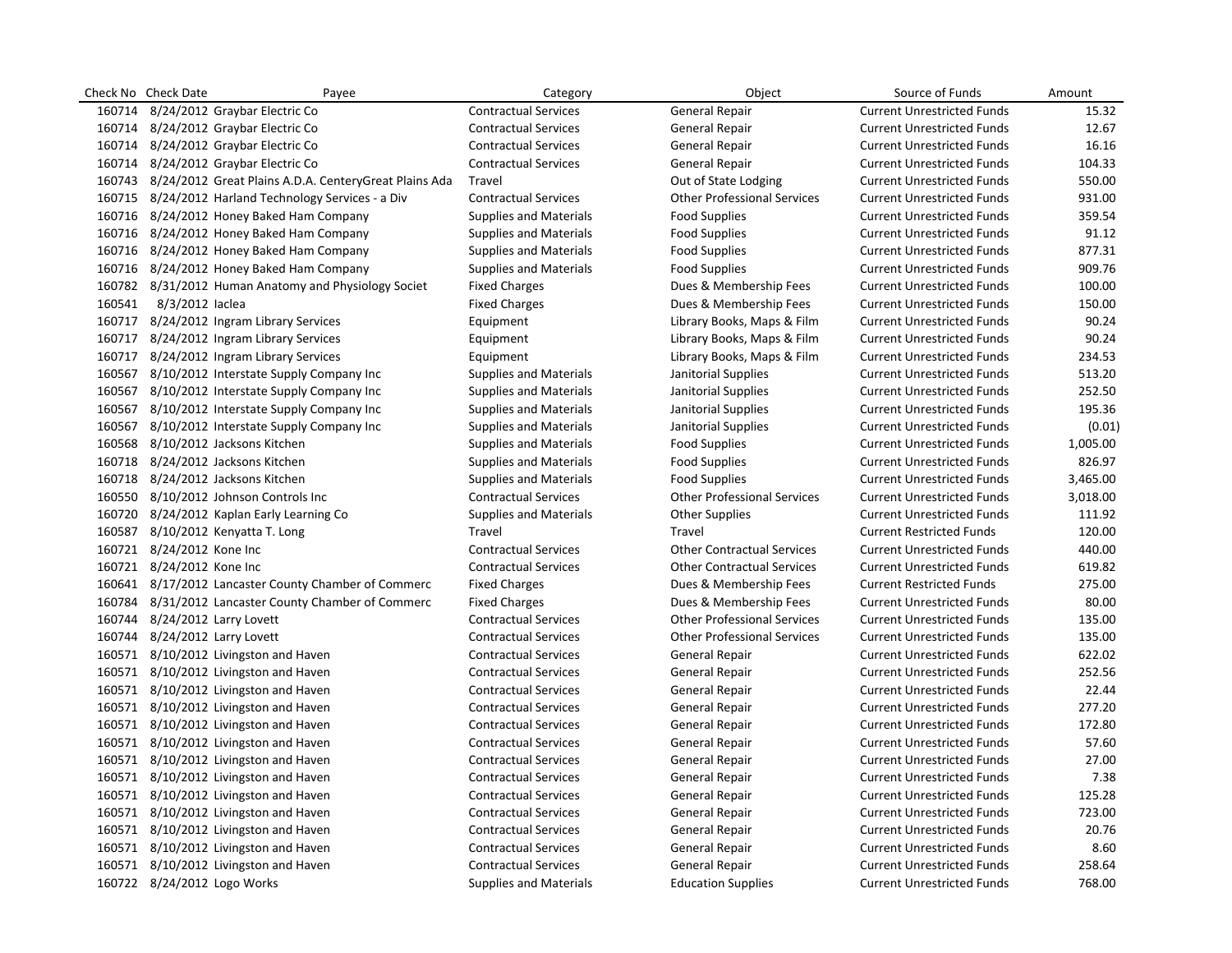| Check No | Check Date | Payee | Category | Object | Source of Funds | Amount |
|---|---|---|---|---|---|---|
| 160714 | 8/24/2012 | Graybar Electric Co | Contractual Services | General Repair | Current Unrestricted Funds | 15.32 |
| 160714 | 8/24/2012 | Graybar Electric Co | Contractual Services | General Repair | Current Unrestricted Funds | 12.67 |
| 160714 | 8/24/2012 | Graybar Electric Co | Contractual Services | General Repair | Current Unrestricted Funds | 16.16 |
| 160714 | 8/24/2012 | Graybar Electric Co | Contractual Services | General Repair | Current Unrestricted Funds | 104.33 |
| 160743 | 8/24/2012 | Great Plains A.D.A. CenteryGreat Plains Ada | Travel | Out of State Lodging | Current Unrestricted Funds | 550.00 |
| 160715 | 8/24/2012 | Harland Technology Services - a Div | Contractual Services | Other Professional Services | Current Unrestricted Funds | 931.00 |
| 160716 | 8/24/2012 | Honey Baked Ham Company | Supplies and Materials | Food Supplies | Current Unrestricted Funds | 359.54 |
| 160716 | 8/24/2012 | Honey Baked Ham Company | Supplies and Materials | Food Supplies | Current Unrestricted Funds | 91.12 |
| 160716 | 8/24/2012 | Honey Baked Ham Company | Supplies and Materials | Food Supplies | Current Unrestricted Funds | 877.31 |
| 160716 | 8/24/2012 | Honey Baked Ham Company | Supplies and Materials | Food Supplies | Current Unrestricted Funds | 909.76 |
| 160782 | 8/31/2012 | Human Anatomy and Physiology Societ | Fixed Charges | Dues & Membership Fees | Current Unrestricted Funds | 100.00 |
| 160541 | 8/3/2012 | Iaclea | Fixed Charges | Dues & Membership Fees | Current Unrestricted Funds | 150.00 |
| 160717 | 8/24/2012 | Ingram Library Services | Equipment | Library Books, Maps & Film | Current Unrestricted Funds | 90.24 |
| 160717 | 8/24/2012 | Ingram Library Services | Equipment | Library Books, Maps & Film | Current Unrestricted Funds | 90.24 |
| 160717 | 8/24/2012 | Ingram Library Services | Equipment | Library Books, Maps & Film | Current Unrestricted Funds | 234.53 |
| 160567 | 8/10/2012 | Interstate Supply Company Inc | Supplies and Materials | Janitorial Supplies | Current Unrestricted Funds | 513.20 |
| 160567 | 8/10/2012 | Interstate Supply Company Inc | Supplies and Materials | Janitorial Supplies | Current Unrestricted Funds | 252.50 |
| 160567 | 8/10/2012 | Interstate Supply Company Inc | Supplies and Materials | Janitorial Supplies | Current Unrestricted Funds | 195.36 |
| 160567 | 8/10/2012 | Interstate Supply Company Inc | Supplies and Materials | Janitorial Supplies | Current Unrestricted Funds | (0.01) |
| 160568 | 8/10/2012 | Jacksons Kitchen | Supplies and Materials | Food Supplies | Current Unrestricted Funds | 1,005.00 |
| 160718 | 8/24/2012 | Jacksons Kitchen | Supplies and Materials | Food Supplies | Current Unrestricted Funds | 826.97 |
| 160718 | 8/24/2012 | Jacksons Kitchen | Supplies and Materials | Food Supplies | Current Unrestricted Funds | 3,465.00 |
| 160550 | 8/10/2012 | Johnson Controls Inc | Contractual Services | Other Professional Services | Current Unrestricted Funds | 3,018.00 |
| 160720 | 8/24/2012 | Kaplan Early Learning Co | Supplies and Materials | Other Supplies | Current Unrestricted Funds | 111.92 |
| 160587 | 8/10/2012 | Kenyatta T. Long | Travel | Travel | Current Restricted Funds | 120.00 |
| 160721 | 8/24/2012 | Kone Inc | Contractual Services | Other Contractual Services | Current Unrestricted Funds | 440.00 |
| 160721 | 8/24/2012 | Kone Inc | Contractual Services | Other Contractual Services | Current Unrestricted Funds | 619.82 |
| 160641 | 8/17/2012 | Lancaster County Chamber of Commerc | Fixed Charges | Dues & Membership Fees | Current Restricted Funds | 275.00 |
| 160784 | 8/31/2012 | Lancaster County Chamber of Commerc | Fixed Charges | Dues & Membership Fees | Current Unrestricted Funds | 80.00 |
| 160744 | 8/24/2012 | Larry Lovett | Contractual Services | Other Professional Services | Current Unrestricted Funds | 135.00 |
| 160744 | 8/24/2012 | Larry Lovett | Contractual Services | Other Professional Services | Current Unrestricted Funds | 135.00 |
| 160571 | 8/10/2012 | Livingston and Haven | Contractual Services | General Repair | Current Unrestricted Funds | 622.02 |
| 160571 | 8/10/2012 | Livingston and Haven | Contractual Services | General Repair | Current Unrestricted Funds | 252.56 |
| 160571 | 8/10/2012 | Livingston and Haven | Contractual Services | General Repair | Current Unrestricted Funds | 22.44 |
| 160571 | 8/10/2012 | Livingston and Haven | Contractual Services | General Repair | Current Unrestricted Funds | 277.20 |
| 160571 | 8/10/2012 | Livingston and Haven | Contractual Services | General Repair | Current Unrestricted Funds | 172.80 |
| 160571 | 8/10/2012 | Livingston and Haven | Contractual Services | General Repair | Current Unrestricted Funds | 57.60 |
| 160571 | 8/10/2012 | Livingston and Haven | Contractual Services | General Repair | Current Unrestricted Funds | 27.00 |
| 160571 | 8/10/2012 | Livingston and Haven | Contractual Services | General Repair | Current Unrestricted Funds | 7.38 |
| 160571 | 8/10/2012 | Livingston and Haven | Contractual Services | General Repair | Current Unrestricted Funds | 125.28 |
| 160571 | 8/10/2012 | Livingston and Haven | Contractual Services | General Repair | Current Unrestricted Funds | 723.00 |
| 160571 | 8/10/2012 | Livingston and Haven | Contractual Services | General Repair | Current Unrestricted Funds | 20.76 |
| 160571 | 8/10/2012 | Livingston and Haven | Contractual Services | General Repair | Current Unrestricted Funds | 8.60 |
| 160571 | 8/10/2012 | Livingston and Haven | Contractual Services | General Repair | Current Unrestricted Funds | 258.64 |
| 160722 | 8/24/2012 | Logo Works | Supplies and Materials | Education Supplies | Current Unrestricted Funds | 768.00 |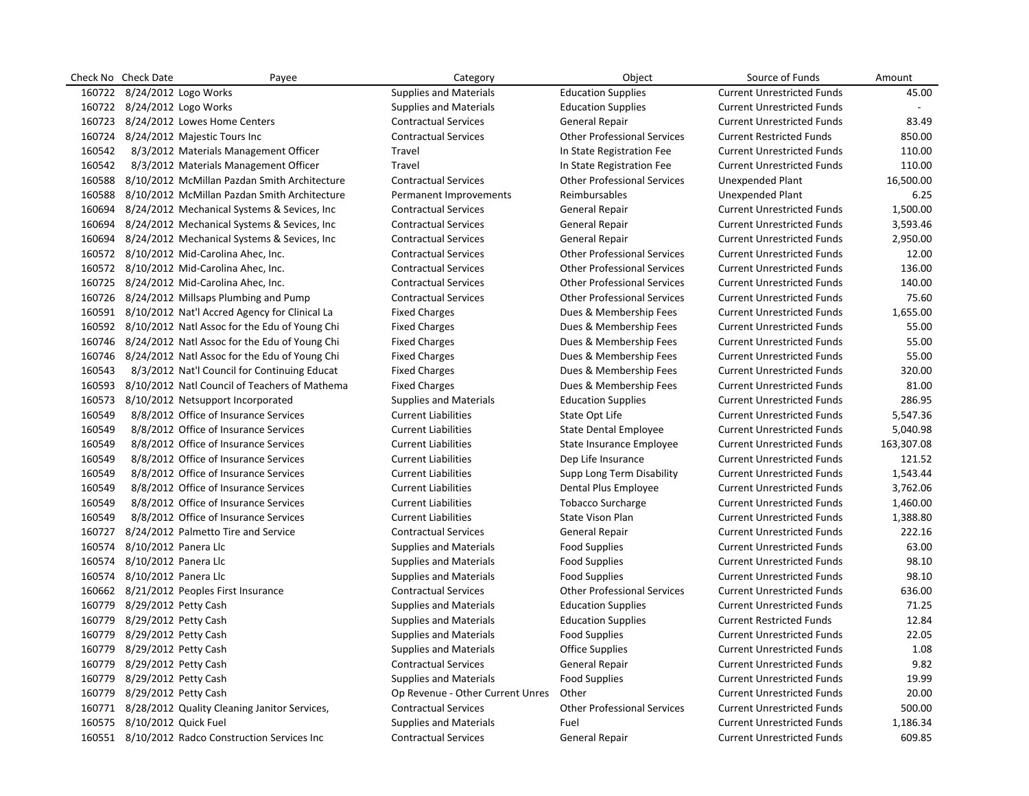| Check No | Check Date | Payee | Category | Object | Source of Funds | Amount |
|---|---|---|---|---|---|---|
| 160722 | 8/24/2012 | Logo Works | Supplies and Materials | Education Supplies | Current Unrestricted Funds | 45.00 |
| 160722 | 8/24/2012 | Logo Works | Supplies and Materials | Education Supplies | Current Unrestricted Funds | - |
| 160723 | 8/24/2012 | Lowes Home Centers | Contractual Services | General Repair | Current Unrestricted Funds | 83.49 |
| 160724 | 8/24/2012 | Majestic Tours Inc | Contractual Services | Other Professional Services | Current Restricted Funds | 850.00 |
| 160542 | 8/3/2012 | Materials Management Officer | Travel | In State Registration Fee | Current Unrestricted Funds | 110.00 |
| 160542 | 8/3/2012 | Materials Management Officer | Travel | In State Registration Fee | Current Unrestricted Funds | 110.00 |
| 160588 | 8/10/2012 | McMillan Pazdan Smith Architecture | Contractual Services | Other Professional Services | Unexpended Plant | 16,500.00 |
| 160588 | 8/10/2012 | McMillan Pazdan Smith Architecture | Permanent Improvements | Reimbursables | Unexpended Plant | 6.25 |
| 160694 | 8/24/2012 | Mechanical Systems & Sevices, Inc | Contractual Services | General Repair | Current Unrestricted Funds | 1,500.00 |
| 160694 | 8/24/2012 | Mechanical Systems & Sevices, Inc | Contractual Services | General Repair | Current Unrestricted Funds | 3,593.46 |
| 160694 | 8/24/2012 | Mechanical Systems & Sevices, Inc | Contractual Services | General Repair | Current Unrestricted Funds | 2,950.00 |
| 160572 | 8/10/2012 | Mid-Carolina Ahec, Inc. | Contractual Services | Other Professional Services | Current Unrestricted Funds | 12.00 |
| 160572 | 8/10/2012 | Mid-Carolina Ahec, Inc. | Contractual Services | Other Professional Services | Current Unrestricted Funds | 136.00 |
| 160725 | 8/24/2012 | Mid-Carolina Ahec, Inc. | Contractual Services | Other Professional Services | Current Unrestricted Funds | 140.00 |
| 160726 | 8/24/2012 | Millsaps Plumbing and Pump | Contractual Services | Other Professional Services | Current Unrestricted Funds | 75.60 |
| 160591 | 8/10/2012 | Nat'l Accred Agency for Clinical La | Fixed Charges | Dues & Membership Fees | Current Unrestricted Funds | 1,655.00 |
| 160592 | 8/10/2012 | Natl Assoc for the Edu of Young Chi | Fixed Charges | Dues & Membership Fees | Current Unrestricted Funds | 55.00 |
| 160746 | 8/24/2012 | Natl Assoc for the Edu of Young Chi | Fixed Charges | Dues & Membership Fees | Current Unrestricted Funds | 55.00 |
| 160746 | 8/24/2012 | Natl Assoc for the Edu of Young Chi | Fixed Charges | Dues & Membership Fees | Current Unrestricted Funds | 55.00 |
| 160543 | 8/3/2012 | Nat'l Council for Continuing Educat | Fixed Charges | Dues & Membership Fees | Current Unrestricted Funds | 320.00 |
| 160593 | 8/10/2012 | Natl Council of Teachers of Mathema | Fixed Charges | Dues & Membership Fees | Current Unrestricted Funds | 81.00 |
| 160573 | 8/10/2012 | Netsupport Incorporated | Supplies and Materials | Education Supplies | Current Unrestricted Funds | 286.95 |
| 160549 | 8/8/2012 | Office of Insurance Services | Current Liabilities | State Opt Life | Current Unrestricted Funds | 5,547.36 |
| 160549 | 8/8/2012 | Office of Insurance Services | Current Liabilities | State Dental Employee | Current Unrestricted Funds | 5,040.98 |
| 160549 | 8/8/2012 | Office of Insurance Services | Current Liabilities | State Insurance Employee | Current Unrestricted Funds | 163,307.08 |
| 160549 | 8/8/2012 | Office of Insurance Services | Current Liabilities | Dep Life Insurance | Current Unrestricted Funds | 121.52 |
| 160549 | 8/8/2012 | Office of Insurance Services | Current Liabilities | Supp Long Term Disability | Current Unrestricted Funds | 1,543.44 |
| 160549 | 8/8/2012 | Office of Insurance Services | Current Liabilities | Dental Plus Employee | Current Unrestricted Funds | 3,762.06 |
| 160549 | 8/8/2012 | Office of Insurance Services | Current Liabilities | Tobacco Surcharge | Current Unrestricted Funds | 1,460.00 |
| 160549 | 8/8/2012 | Office of Insurance Services | Current Liabilities | State Vison Plan | Current Unrestricted Funds | 1,388.80 |
| 160727 | 8/24/2012 | Palmetto Tire and Service | Contractual Services | General Repair | Current Unrestricted Funds | 222.16 |
| 160574 | 8/10/2012 | Panera Llc | Supplies and Materials | Food Supplies | Current Unrestricted Funds | 63.00 |
| 160574 | 8/10/2012 | Panera Llc | Supplies and Materials | Food Supplies | Current Unrestricted Funds | 98.10 |
| 160574 | 8/10/2012 | Panera Llc | Supplies and Materials | Food Supplies | Current Unrestricted Funds | 98.10 |
| 160662 | 8/21/2012 | Peoples First Insurance | Contractual Services | Other Professional Services | Current Unrestricted Funds | 636.00 |
| 160779 | 8/29/2012 | Petty Cash | Supplies and Materials | Education Supplies | Current Unrestricted Funds | 71.25 |
| 160779 | 8/29/2012 | Petty Cash | Supplies and Materials | Education Supplies | Current Restricted Funds | 12.84 |
| 160779 | 8/29/2012 | Petty Cash | Supplies and Materials | Food Supplies | Current Unrestricted Funds | 22.05 |
| 160779 | 8/29/2012 | Petty Cash | Supplies and Materials | Office Supplies | Current Unrestricted Funds | 1.08 |
| 160779 | 8/29/2012 | Petty Cash | Contractual Services | General Repair | Current Unrestricted Funds | 9.82 |
| 160779 | 8/29/2012 | Petty Cash | Supplies and Materials | Food Supplies | Current Unrestricted Funds | 19.99 |
| 160779 | 8/29/2012 | Petty Cash | Op Revenue - Other Current Unres | Other | Current Unrestricted Funds | 20.00 |
| 160771 | 8/28/2012 | Quality Cleaning Janitor Services, | Contractual Services | Other Professional Services | Current Unrestricted Funds | 500.00 |
| 160575 | 8/10/2012 | Quick Fuel | Supplies and Materials | Fuel | Current Unrestricted Funds | 1,186.34 |
| 160551 | 8/10/2012 | Radco Construction Services Inc | Contractual Services | General Repair | Current Unrestricted Funds | 609.85 |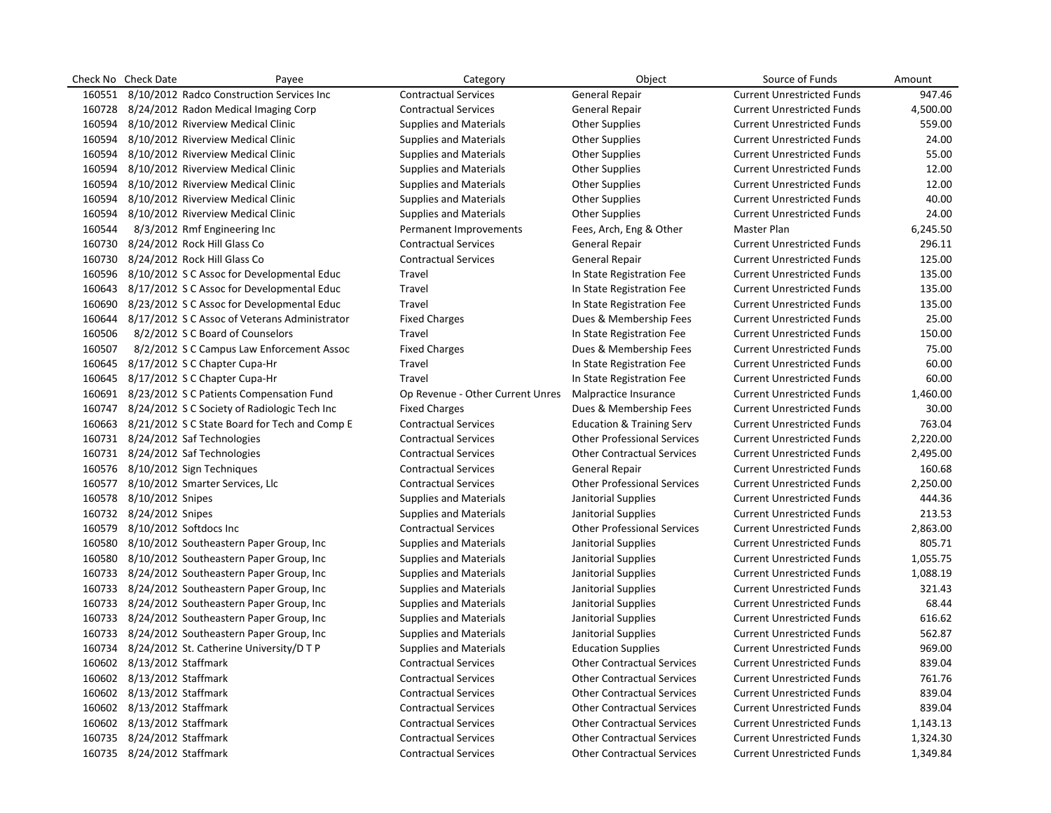| Check No | Check Date | Payee | Category | Object | Source of Funds | Amount |
|---|---|---|---|---|---|---|
| 160551 | 8/10/2012 | Radco Construction Services Inc | Contractual Services | General Repair | Current Unrestricted Funds | 947.46 |
| 160728 | 8/24/2012 | Radon Medical Imaging Corp | Contractual Services | General Repair | Current Unrestricted Funds | 4,500.00 |
| 160594 | 8/10/2012 | Riverview Medical Clinic | Supplies and Materials | Other Supplies | Current Unrestricted Funds | 559.00 |
| 160594 | 8/10/2012 | Riverview Medical Clinic | Supplies and Materials | Other Supplies | Current Unrestricted Funds | 24.00 |
| 160594 | 8/10/2012 | Riverview Medical Clinic | Supplies and Materials | Other Supplies | Current Unrestricted Funds | 55.00 |
| 160594 | 8/10/2012 | Riverview Medical Clinic | Supplies and Materials | Other Supplies | Current Unrestricted Funds | 12.00 |
| 160594 | 8/10/2012 | Riverview Medical Clinic | Supplies and Materials | Other Supplies | Current Unrestricted Funds | 12.00 |
| 160594 | 8/10/2012 | Riverview Medical Clinic | Supplies and Materials | Other Supplies | Current Unrestricted Funds | 40.00 |
| 160594 | 8/10/2012 | Riverview Medical Clinic | Supplies and Materials | Other Supplies | Current Unrestricted Funds | 24.00 |
| 160544 | 8/3/2012 | Rmf Engineering Inc | Permanent Improvements | Fees, Arch, Eng & Other | Master Plan | 6,245.50 |
| 160730 | 8/24/2012 | Rock Hill Glass Co | Contractual Services | General Repair | Current Unrestricted Funds | 296.11 |
| 160730 | 8/24/2012 | Rock Hill Glass Co | Contractual Services | General Repair | Current Unrestricted Funds | 125.00 |
| 160596 | 8/10/2012 | S C Assoc for Developmental Educ | Travel | In State Registration Fee | Current Unrestricted Funds | 135.00 |
| 160643 | 8/17/2012 | S C Assoc for Developmental Educ | Travel | In State Registration Fee | Current Unrestricted Funds | 135.00 |
| 160690 | 8/23/2012 | S C Assoc for Developmental Educ | Travel | In State Registration Fee | Current Unrestricted Funds | 135.00 |
| 160644 | 8/17/2012 | S C Assoc of Veterans Administrator | Fixed Charges | Dues & Membership Fees | Current Unrestricted Funds | 25.00 |
| 160506 | 8/2/2012 | S C Board of Counselors | Travel | In State Registration Fee | Current Unrestricted Funds | 150.00 |
| 160507 | 8/2/2012 | S C Campus Law Enforcement Assoc | Fixed Charges | Dues & Membership Fees | Current Unrestricted Funds | 75.00 |
| 160645 | 8/17/2012 | S C Chapter Cupa-Hr | Travel | In State Registration Fee | Current Unrestricted Funds | 60.00 |
| 160645 | 8/17/2012 | S C Chapter Cupa-Hr | Travel | In State Registration Fee | Current Unrestricted Funds | 60.00 |
| 160691 | 8/23/2012 | S C Patients Compensation Fund | Op Revenue - Other Current Unres | Malpractice Insurance | Current Unrestricted Funds | 1,460.00 |
| 160747 | 8/24/2012 | S C Society of Radiologic Tech Inc | Fixed Charges | Dues & Membership Fees | Current Unrestricted Funds | 30.00 |
| 160663 | 8/21/2012 | S C State Board for Tech and Comp E | Contractual Services | Education & Training Serv | Current Unrestricted Funds | 763.04 |
| 160731 | 8/24/2012 | Saf Technologies | Contractual Services | Other Professional Services | Current Unrestricted Funds | 2,220.00 |
| 160731 | 8/24/2012 | Saf Technologies | Contractual Services | Other Contractual Services | Current Unrestricted Funds | 2,495.00 |
| 160576 | 8/10/2012 | Sign Techniques | Contractual Services | General Repair | Current Unrestricted Funds | 160.68 |
| 160577 | 8/10/2012 | Smarter Services, Llc | Contractual Services | Other Professional Services | Current Unrestricted Funds | 2,250.00 |
| 160578 | 8/10/2012 | Snipes | Supplies and Materials | Janitorial Supplies | Current Unrestricted Funds | 444.36 |
| 160732 | 8/24/2012 | Snipes | Supplies and Materials | Janitorial Supplies | Current Unrestricted Funds | 213.53 |
| 160579 | 8/10/2012 | Softdocs Inc | Contractual Services | Other Professional Services | Current Unrestricted Funds | 2,863.00 |
| 160580 | 8/10/2012 | Southeastern Paper Group, Inc | Supplies and Materials | Janitorial Supplies | Current Unrestricted Funds | 805.71 |
| 160580 | 8/10/2012 | Southeastern Paper Group, Inc | Supplies and Materials | Janitorial Supplies | Current Unrestricted Funds | 1,055.75 |
| 160733 | 8/24/2012 | Southeastern Paper Group, Inc | Supplies and Materials | Janitorial Supplies | Current Unrestricted Funds | 1,088.19 |
| 160733 | 8/24/2012 | Southeastern Paper Group, Inc | Supplies and Materials | Janitorial Supplies | Current Unrestricted Funds | 321.43 |
| 160733 | 8/24/2012 | Southeastern Paper Group, Inc | Supplies and Materials | Janitorial Supplies | Current Unrestricted Funds | 68.44 |
| 160733 | 8/24/2012 | Southeastern Paper Group, Inc | Supplies and Materials | Janitorial Supplies | Current Unrestricted Funds | 616.62 |
| 160733 | 8/24/2012 | Southeastern Paper Group, Inc | Supplies and Materials | Janitorial Supplies | Current Unrestricted Funds | 562.87 |
| 160734 | 8/24/2012 | St. Catherine University/D T P | Supplies and Materials | Education Supplies | Current Unrestricted Funds | 969.00 |
| 160602 | 8/13/2012 | Staffmark | Contractual Services | Other Contractual Services | Current Unrestricted Funds | 839.04 |
| 160602 | 8/13/2012 | Staffmark | Contractual Services | Other Contractual Services | Current Unrestricted Funds | 761.76 |
| 160602 | 8/13/2012 | Staffmark | Contractual Services | Other Contractual Services | Current Unrestricted Funds | 839.04 |
| 160602 | 8/13/2012 | Staffmark | Contractual Services | Other Contractual Services | Current Unrestricted Funds | 839.04 |
| 160602 | 8/13/2012 | Staffmark | Contractual Services | Other Contractual Services | Current Unrestricted Funds | 1,143.13 |
| 160735 | 8/24/2012 | Staffmark | Contractual Services | Other Contractual Services | Current Unrestricted Funds | 1,324.30 |
| 160735 | 8/24/2012 | Staffmark | Contractual Services | Other Contractual Services | Current Unrestricted Funds | 1,349.84 |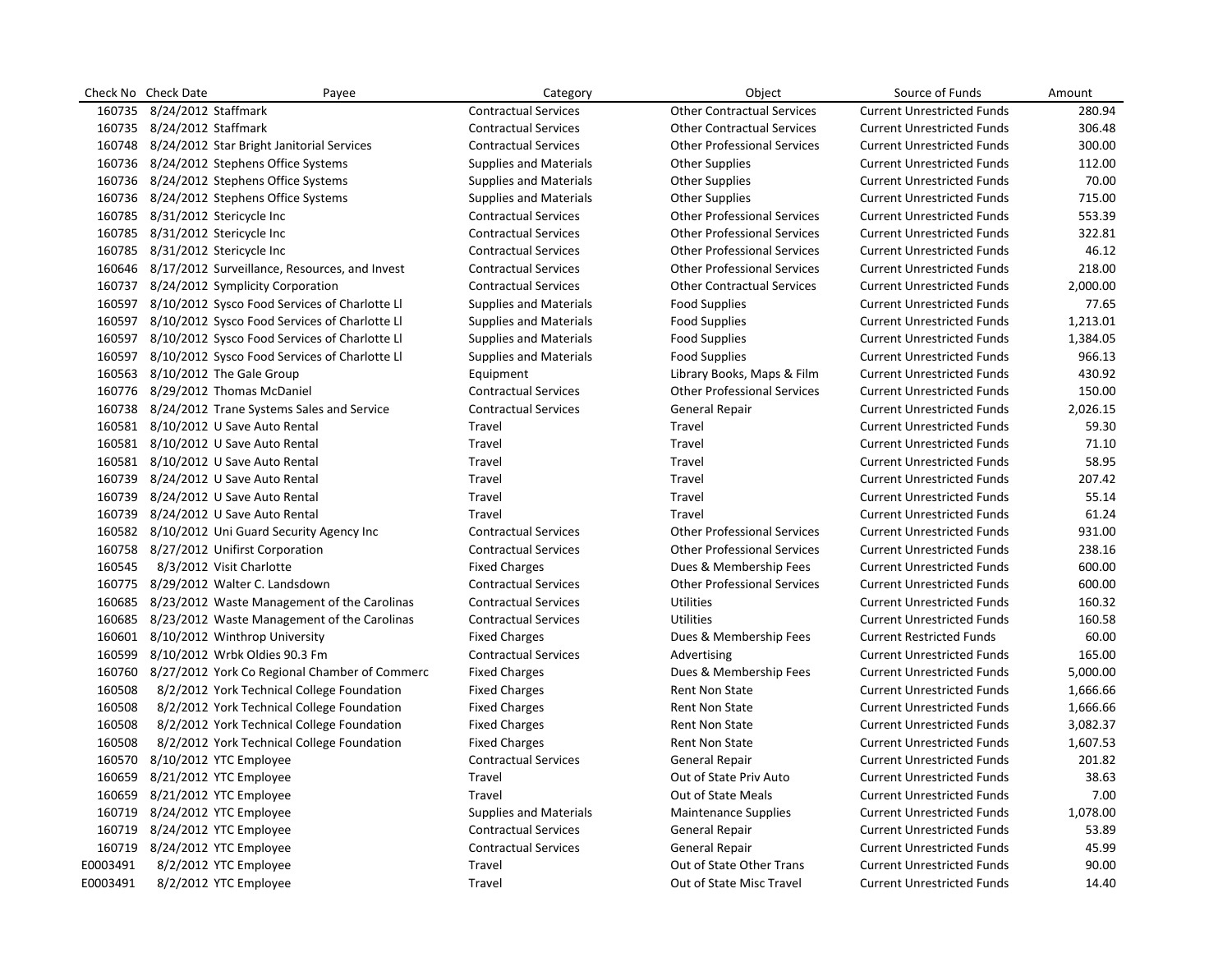| Check No | Check Date | Payee | Category | Object | Source of Funds | Amount |
|---|---|---|---|---|---|---|
| 160735 | 8/24/2012 | Staffmark | Contractual Services | Other Contractual Services | Current Unrestricted Funds | 280.94 |
| 160735 | 8/24/2012 | Staffmark | Contractual Services | Other Contractual Services | Current Unrestricted Funds | 306.48 |
| 160748 | 8/24/2012 | Star Bright Janitorial Services | Contractual Services | Other Professional Services | Current Unrestricted Funds | 300.00 |
| 160736 | 8/24/2012 | Stephens Office Systems | Supplies and Materials | Other Supplies | Current Unrestricted Funds | 112.00 |
| 160736 | 8/24/2012 | Stephens Office Systems | Supplies and Materials | Other Supplies | Current Unrestricted Funds | 70.00 |
| 160736 | 8/24/2012 | Stephens Office Systems | Supplies and Materials | Other Supplies | Current Unrestricted Funds | 715.00 |
| 160785 | 8/31/2012 | Stericycle Inc | Contractual Services | Other Professional Services | Current Unrestricted Funds | 553.39 |
| 160785 | 8/31/2012 | Stericycle Inc | Contractual Services | Other Professional Services | Current Unrestricted Funds | 322.81 |
| 160785 | 8/31/2012 | Stericycle Inc | Contractual Services | Other Professional Services | Current Unrestricted Funds | 46.12 |
| 160646 | 8/17/2012 | Surveillance, Resources, and Invest | Contractual Services | Other Professional Services | Current Unrestricted Funds | 218.00 |
| 160737 | 8/24/2012 | Symplicity Corporation | Contractual Services | Other Contractual Services | Current Unrestricted Funds | 2,000.00 |
| 160597 | 8/10/2012 | Sysco Food Services of Charlotte Ll | Supplies and Materials | Food Supplies | Current Unrestricted Funds | 77.65 |
| 160597 | 8/10/2012 | Sysco Food Services of Charlotte Ll | Supplies and Materials | Food Supplies | Current Unrestricted Funds | 1,213.01 |
| 160597 | 8/10/2012 | Sysco Food Services of Charlotte Ll | Supplies and Materials | Food Supplies | Current Unrestricted Funds | 1,384.05 |
| 160597 | 8/10/2012 | Sysco Food Services of Charlotte Ll | Supplies and Materials | Food Supplies | Current Unrestricted Funds | 966.13 |
| 160563 | 8/10/2012 | The Gale Group | Equipment | Library Books, Maps & Film | Current Unrestricted Funds | 430.92 |
| 160776 | 8/29/2012 | Thomas McDaniel | Contractual Services | Other Professional Services | Current Unrestricted Funds | 150.00 |
| 160738 | 8/24/2012 | Trane Systems Sales and Service | Contractual Services | General Repair | Current Unrestricted Funds | 2,026.15 |
| 160581 | 8/10/2012 | U Save Auto Rental | Travel | Travel | Current Unrestricted Funds | 59.30 |
| 160581 | 8/10/2012 | U Save Auto Rental | Travel | Travel | Current Unrestricted Funds | 71.10 |
| 160581 | 8/10/2012 | U Save Auto Rental | Travel | Travel | Current Unrestricted Funds | 58.95 |
| 160739 | 8/24/2012 | U Save Auto Rental | Travel | Travel | Current Unrestricted Funds | 207.42 |
| 160739 | 8/24/2012 | U Save Auto Rental | Travel | Travel | Current Unrestricted Funds | 55.14 |
| 160739 | 8/24/2012 | U Save Auto Rental | Travel | Travel | Current Unrestricted Funds | 61.24 |
| 160582 | 8/10/2012 | Uni Guard Security Agency Inc | Contractual Services | Other Professional Services | Current Unrestricted Funds | 931.00 |
| 160758 | 8/27/2012 | Unifirst Corporation | Contractual Services | Other Professional Services | Current Unrestricted Funds | 238.16 |
| 160545 | 8/3/2012 | Visit Charlotte | Fixed Charges | Dues & Membership Fees | Current Unrestricted Funds | 600.00 |
| 160775 | 8/29/2012 | Walter C. Landsdown | Contractual Services | Other Professional Services | Current Unrestricted Funds | 600.00 |
| 160685 | 8/23/2012 | Waste Management of the Carolinas | Contractual Services | Utilities | Current Unrestricted Funds | 160.32 |
| 160685 | 8/23/2012 | Waste Management of the Carolinas | Contractual Services | Utilities | Current Unrestricted Funds | 160.58 |
| 160601 | 8/10/2012 | Winthrop University | Fixed Charges | Dues & Membership Fees | Current Restricted Funds | 60.00 |
| 160599 | 8/10/2012 | Wrbk Oldies 90.3 Fm | Contractual Services | Advertising | Current Unrestricted Funds | 165.00 |
| 160760 | 8/27/2012 | York Co Regional Chamber of Commerc | Fixed Charges | Dues & Membership Fees | Current Unrestricted Funds | 5,000.00 |
| 160508 | 8/2/2012 | York Technical College Foundation | Fixed Charges | Rent Non State | Current Unrestricted Funds | 1,666.66 |
| 160508 | 8/2/2012 | York Technical College Foundation | Fixed Charges | Rent Non State | Current Unrestricted Funds | 1,666.66 |
| 160508 | 8/2/2012 | York Technical College Foundation | Fixed Charges | Rent Non State | Current Unrestricted Funds | 3,082.37 |
| 160508 | 8/2/2012 | York Technical College Foundation | Fixed Charges | Rent Non State | Current Unrestricted Funds | 1,607.53 |
| 160570 | 8/10/2012 | YTC Employee | Contractual Services | General Repair | Current Unrestricted Funds | 201.82 |
| 160659 | 8/21/2012 | YTC Employee | Travel | Out of State Priv Auto | Current Unrestricted Funds | 38.63 |
| 160659 | 8/21/2012 | YTC Employee | Travel | Out of State Meals | Current Unrestricted Funds | 7.00 |
| 160719 | 8/24/2012 | YTC Employee | Supplies and Materials | Maintenance Supplies | Current Unrestricted Funds | 1,078.00 |
| 160719 | 8/24/2012 | YTC Employee | Contractual Services | General Repair | Current Unrestricted Funds | 53.89 |
| 160719 | 8/24/2012 | YTC Employee | Contractual Services | General Repair | Current Unrestricted Funds | 45.99 |
| E0003491 | 8/2/2012 | YTC Employee | Travel | Out of State Other Trans | Current Unrestricted Funds | 90.00 |
| E0003491 | 8/2/2012 | YTC Employee | Travel | Out of State Misc Travel | Current Unrestricted Funds | 14.40 |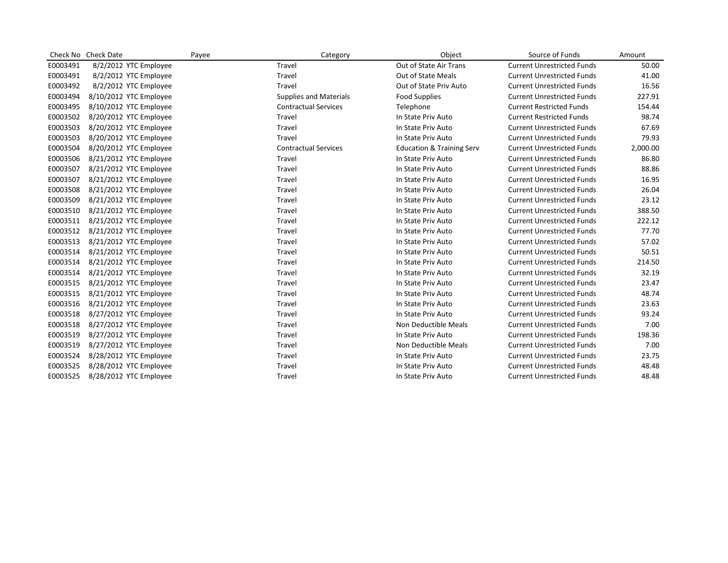| Check No | Check Date | Payee | Category | Object | Source of Funds | Amount |
|---|---|---|---|---|---|---|
| E0003491 | 8/2/2012 | YTC Employee | Travel | Out of State Air Trans | Current Unrestricted Funds | 50.00 |
| E0003491 | 8/2/2012 | YTC Employee | Travel | Out of State Meals | Current Unrestricted Funds | 41.00 |
| E0003492 | 8/2/2012 | YTC Employee | Travel | Out of State Priv Auto | Current Unrestricted Funds | 16.56 |
| E0003494 | 8/10/2012 | YTC Employee | Supplies and Materials | Food Supplies | Current Unrestricted Funds | 227.91 |
| E0003495 | 8/10/2012 | YTC Employee | Contractual Services | Telephone | Current Restricted Funds | 154.44 |
| E0003502 | 8/20/2012 | YTC Employee | Travel | In State Priv Auto | Current Restricted Funds | 98.74 |
| E0003503 | 8/20/2012 | YTC Employee | Travel | In State Priv Auto | Current Unrestricted Funds | 67.69 |
| E0003503 | 8/20/2012 | YTC Employee | Travel | In State Priv Auto | Current Unrestricted Funds | 79.93 |
| E0003504 | 8/20/2012 | YTC Employee | Contractual Services | Education & Training Serv | Current Unrestricted Funds | 2,000.00 |
| E0003506 | 8/21/2012 | YTC Employee | Travel | In State Priv Auto | Current Unrestricted Funds | 86.80 |
| E0003507 | 8/21/2012 | YTC Employee | Travel | In State Priv Auto | Current Unrestricted Funds | 88.86 |
| E0003507 | 8/21/2012 | YTC Employee | Travel | In State Priv Auto | Current Unrestricted Funds | 16.95 |
| E0003508 | 8/21/2012 | YTC Employee | Travel | In State Priv Auto | Current Unrestricted Funds | 26.04 |
| E0003509 | 8/21/2012 | YTC Employee | Travel | In State Priv Auto | Current Unrestricted Funds | 23.12 |
| E0003510 | 8/21/2012 | YTC Employee | Travel | In State Priv Auto | Current Unrestricted Funds | 388.50 |
| E0003511 | 8/21/2012 | YTC Employee | Travel | In State Priv Auto | Current Unrestricted Funds | 222.12 |
| E0003512 | 8/21/2012 | YTC Employee | Travel | In State Priv Auto | Current Unrestricted Funds | 77.70 |
| E0003513 | 8/21/2012 | YTC Employee | Travel | In State Priv Auto | Current Unrestricted Funds | 57.02 |
| E0003514 | 8/21/2012 | YTC Employee | Travel | In State Priv Auto | Current Unrestricted Funds | 50.51 |
| E0003514 | 8/21/2012 | YTC Employee | Travel | In State Priv Auto | Current Unrestricted Funds | 214.50 |
| E0003514 | 8/21/2012 | YTC Employee | Travel | In State Priv Auto | Current Unrestricted Funds | 32.19 |
| E0003515 | 8/21/2012 | YTC Employee | Travel | In State Priv Auto | Current Unrestricted Funds | 23.47 |
| E0003515 | 8/21/2012 | YTC Employee | Travel | In State Priv Auto | Current Unrestricted Funds | 48.74 |
| E0003516 | 8/21/2012 | YTC Employee | Travel | In State Priv Auto | Current Unrestricted Funds | 23.63 |
| E0003518 | 8/27/2012 | YTC Employee | Travel | In State Priv Auto | Current Unrestricted Funds | 93.24 |
| E0003518 | 8/27/2012 | YTC Employee | Travel | Non Deductible Meals | Current Unrestricted Funds | 7.00 |
| E0003519 | 8/27/2012 | YTC Employee | Travel | In State Priv Auto | Current Unrestricted Funds | 198.36 |
| E0003519 | 8/27/2012 | YTC Employee | Travel | Non Deductible Meals | Current Unrestricted Funds | 7.00 |
| E0003524 | 8/28/2012 | YTC Employee | Travel | In State Priv Auto | Current Unrestricted Funds | 23.75 |
| E0003525 | 8/28/2012 | YTC Employee | Travel | In State Priv Auto | Current Unrestricted Funds | 48.48 |
| E0003525 | 8/28/2012 | YTC Employee | Travel | In State Priv Auto | Current Unrestricted Funds | 48.48 |